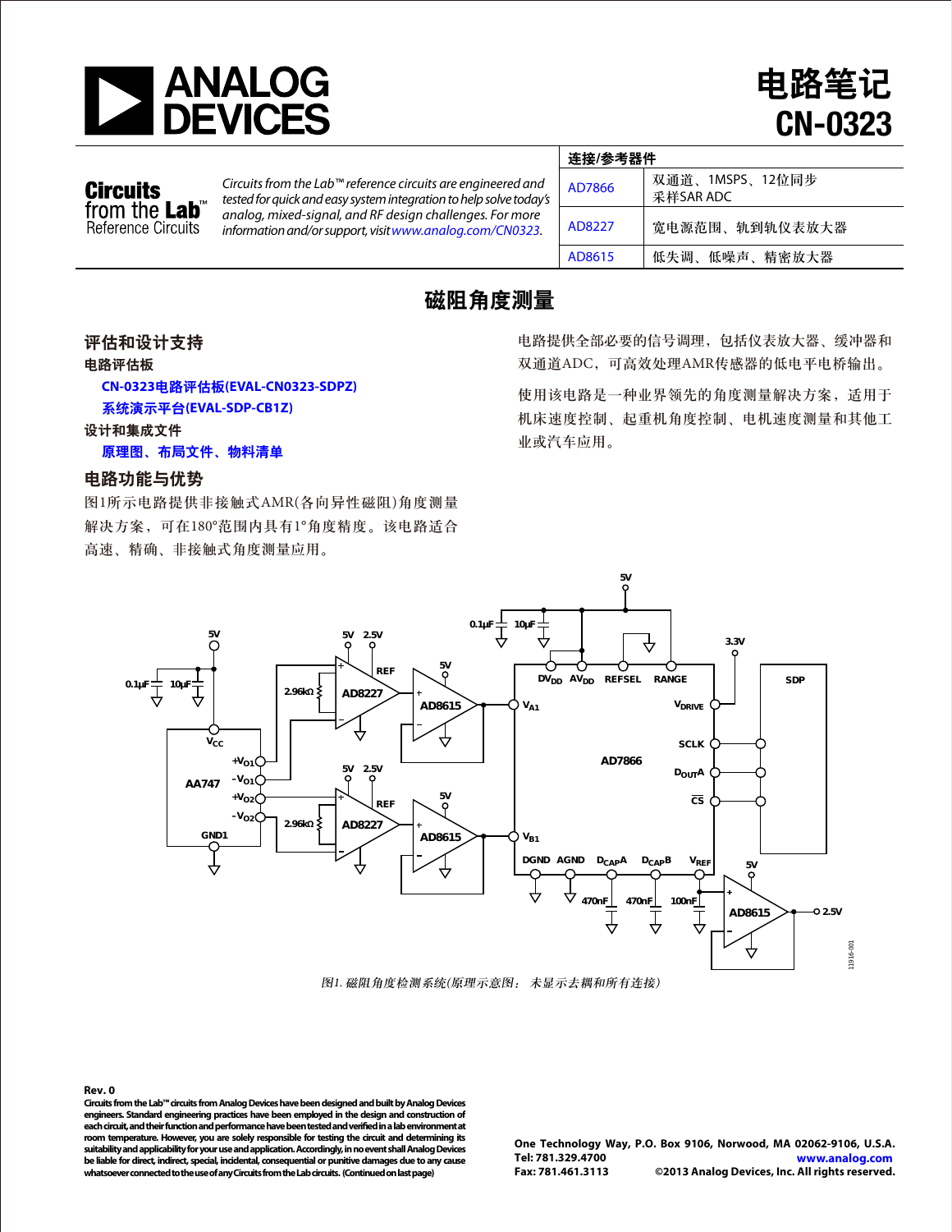# 电路笔记 CN-0323

**Circuits from the Lab™ Reference Circuits**

*Circuits from the Lab™ reference circuits are engineered and tested for quick and easy system integration to help solve today's analog, mixed-signal, and RF design challenges. For more information and/or support, visit www.analog.com/CN0323.*

| 连接/参考器件 | |
|---|---|
| AD7866 | 双通道、1MSPS、12位同步采样SAR ADC |
| AD8227 | 宽电源范围、轨到轨仪表放大器 |
| AD8615 | 低失调、低噪声、精密放大器 |

# 磁阻角度测量

## 评估和设计支持

**电路评估板**

CN-0323电路评估板(EVAL-CN0323-SDPZ)

系统演示平台(EVAL-SDP-CB1Z)

**设计和集成文件**

原理图、布局文件、物料清单

## 电路功能与优势

图1所示电路提供非接触式AMR(各向异性磁阻)角度测量解决方案，可在180°范围内具有1°角度精度。该电路适合高速、精确、非接触式角度测量应用。

电路提供全部必要的信号调理，包括仪表放大器、缓冲器和双通道ADC，可高效处理AMR传感器的低电平电桥输出。

使用该电路是一种业界领先的角度测量解决方案，适用于机床速度控制、起重机角度控制、电机速度测量和其他工业或汽车应用。

*图1. 磁阻角度检测系统(原理示意图：未显示去耦和所有连接)*

**Rev. 0**

**Circuits from the Lab™ circuits from Analog Devices have been designed and built by Analog Devices engineers. Standard engineering practices have been employed in the design and construction of each circuit, and their function and performance have been tested and verified in a lab environment at room temperature. However, you are solely responsible for testing the circuit and determining its suitability and applicability for your use and application. Accordingly, in no event shall Analog Devices be liable for direct, indirect, special, incidental, consequential or punitive damages due to any cause whatsoever connected to the use of any Circuits from the Lab circuits. (Continued on last page)**

One Technology Way, P.O. Box 9106, Norwood, MA 02062-9106, U.S.A.
Tel: 781.329.4700 www.analog.com
Fax: 781.461.3113 ©2013 Analog Devices, Inc. All rights reserved.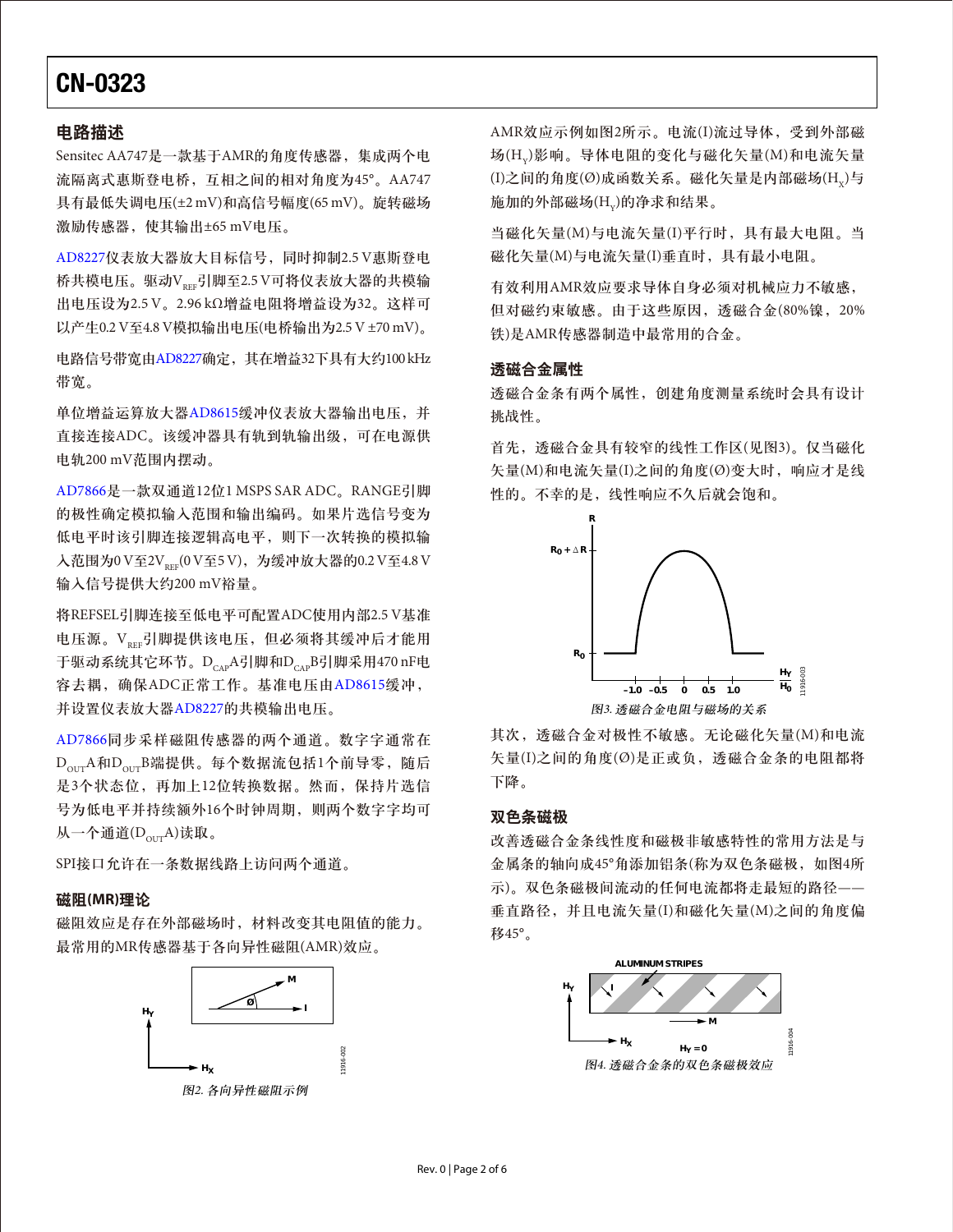## 电路描述

Sensitec AA747是一款基于AMR的角度传感器，集成两个电流隔离式惠斯登电桥，互相之间的相对角度为45°。AA747具有最低失调电压(±2 mV)和高信号幅度(65 mV)。旋转磁场激励传感器，使其输出±65 mV电压。

AD8227仪表放大器放大目标信号，同时抑制2.5 V惠斯登电桥共模电压。驱动$V_{REF}$引脚至2.5 V可将仪表放大器的共模输出电压设为2.5 V。2.96 kΩ增益电阻将增益设为32。这样可以产生0.2 V至4.8 V模拟输出电压(电桥输出为2.5 V ±70 mV)。

电路信号带宽由AD8227确定，其在增益32下具有大约100 kHz带宽。

单位增益运算放大器AD8615缓冲仪表放大器输出电压，并直接连接ADC。该缓冲器具有轨到轨输出级，可在电源供电轨200 mV范围内摆动。

AD7866是一款双通道12位1 MSPS SAR ADC。RANGE引脚的极性确定模拟输入范围和输出编码。如果片选信号变为低电平时该引脚连接逻辑高电平，则下一次转换的模拟输入范围为0 V至2$V_{REF}$(0 V至5 V)，为缓冲放大器的0.2 V至4.8 V输入信号提供大约200 mV裕量。

将REFSEL引脚连接至低电平可配置ADC使用内部2.5 V基准电压源。$V_{REF}$引脚提供该电压，但必须将其缓冲后才能用于驱动系统其它环节。$D_{CAP}$A引脚和$D_{CAP}$B引脚采用470 nF电容去耦，确保ADC正常工作。基准电压由AD8615缓冲，并设置仪表放大器AD8227的共模输出电压。

AD7866同步采样磁阻传感器的两个通道。数字字通常在$D_{OUT}$A和$D_{OUT}$B端提供。每个数据流包括1个前导零，随后是3个状态位，再加上12位转换数据。然而，保持片选信号为低电平并持续额外16个时钟周期，则两个数字字均可从一个通道($D_{OUT}$A)读取。

SPI接口允许在一条数据线路上访问两个通道。

## 磁阻(MR)理论

磁阻效应是存在外部磁场时，材料改变其电阻值的能力。最常用的MR传感器基于各向异性磁阻(AMR)效应。

*图2. 各向异性磁阻示例*

AMR效应示例如图2所示。电流(I)流过导体，受到外部磁场($H_Y$)影响。导体电阻的变化与磁化矢量(M)和电流矢量(I)之间的角度(Ø)成函数关系。磁化矢量是内部磁场($H_X$)与施加的外部磁场($H_Y$)的净求和结果。

当磁化矢量(M)与电流矢量(I)平行时，具有最大电阻。当磁化矢量(M)与电流矢量(I)垂直时，具有最小电阻。

有效利用AMR效应要求导体自身必须对机械应力不敏感，但对磁约束敏感。由于这些原因，透磁合金(80%镍，20%铁)是AMR传感器制造中最常用的合金。

## 透磁合金属性

透磁合金条有两个属性，创建角度测量系统时会具有设计挑战性。

首先，透磁合金具有较窄的线性工作区(见图3)。仅当磁化矢量(M)和电流矢量(I)之间的角度(Ø)变大时，响应才是线性的。不幸的是，线性响应不久后就会饱和。

*图3. 透磁合金电阻与磁场的关系*

其次，透磁合金对极性不敏感。无论磁化矢量(M)和电流矢量(I)之间的角度(Ø)是正或负，透磁合金条的电阻都将下降。

## 双色条磁极

改善透磁合金条线性度和磁极非敏感特性的常用方法是与金属条的轴向成45°角添加铝条(称为双色条磁极，如图4所示)。双色条磁极间流动的任何电流都将走最短的路径——垂直路径，并且电流矢量(I)和磁化矢量(M)之间的角度偏移45°。

*图4. 透磁合金条的双色条磁极效应*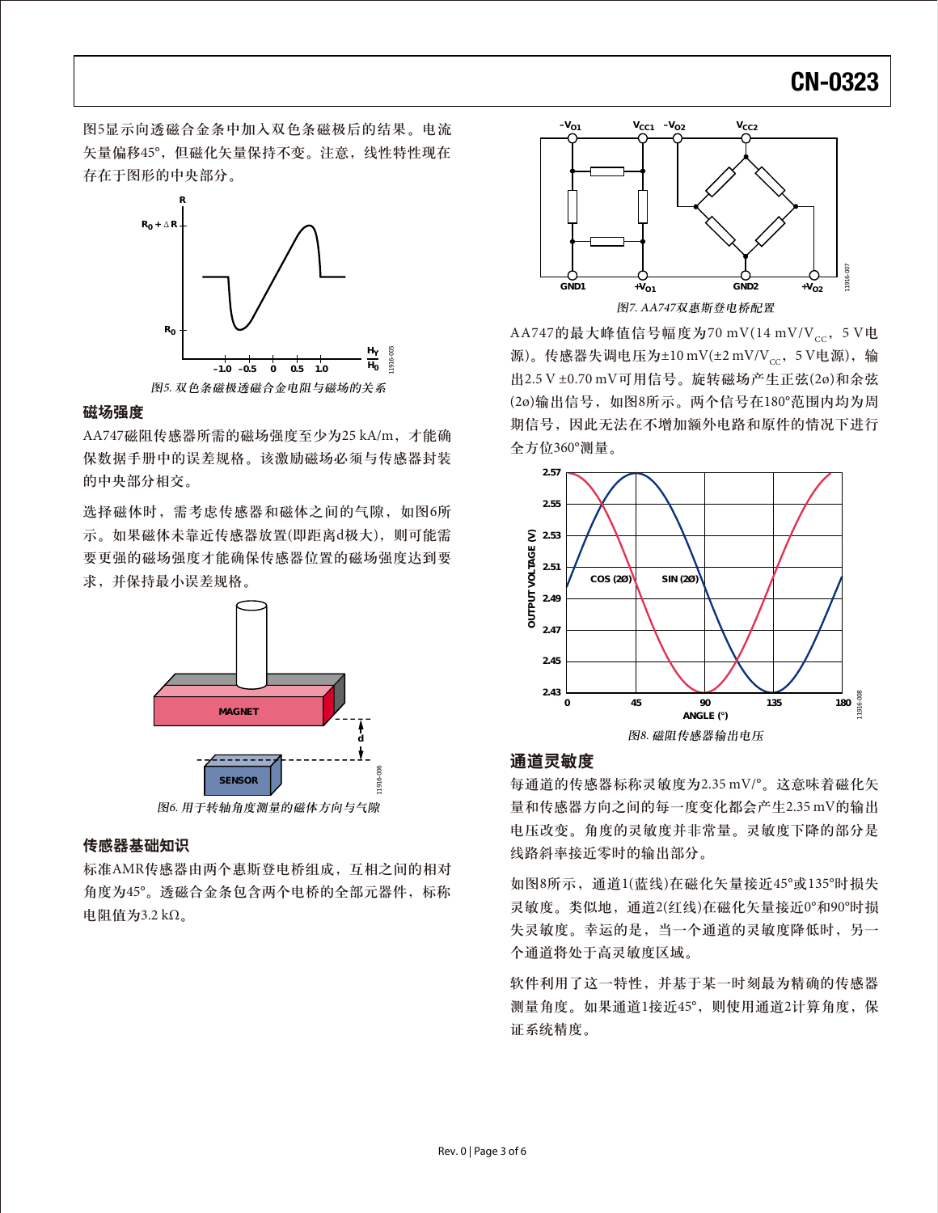图5显示向透磁合金条中加入双色条磁极后的结果。电流矢量偏移45°，但磁化矢量保持不变。注意，线性特性现在存在于图形的中央部分。

*图5. 双色条磁极透磁合金电阻与磁场的关系*

## 磁场强度

AA747磁阻传感器所需的磁场强度至少为25 kA/m，才能确保数据手册中的误差规格。该激励磁场必须与传感器封装的中央部分相交。

选择磁体时，需考虑传感器和磁体之间的气隙，如图6所示。如果磁体未靠近传感器放置(即距离d极大)，则可能需要更强的磁场强度才能确保传感器位置的磁场强度达到要求，并保持最小误差规格。

*图6. 用于转轴角度测量的磁体方向与气隙*

## 传感器基础知识

标准AMR传感器由两个惠斯登电桥组成，互相之间的相对角度为45°。透磁合金条包含两个电桥的全部元器件，标称电阻值为3.2 kΩ。

*图7. AA747双惠斯登电桥配置*

AA747的最大峰值信号幅度为70 mV(14 mV/$V_{CC}$，5 V电源)。传感器失调电压为±10 mV(±2 mV/$V_{CC}$，5 V电源)，输出2.5 V ±0.70 mV可用信号。旋转磁场产生正弦(2ø)和余弦(2ø)输出信号，如图8所示。两个信号在180°范围内均为周期信号，因此无法在不增加额外电路和原件的情况下进行全方位360°测量。

*图8. 磁阻传感器输出电压*

## 通道灵敏度

每通道的传感器标称灵敏度为2.35 mV/°。这意味着磁化矢量和传感器方向之间的每一度变化都会产生2.35 mV的输出电压改变。角度的灵敏度并非常量。灵敏度下降的部分是线路斜率接近零时的输出部分。

如图8所示，通道1(蓝线)在磁化矢量接近45°或135°时损失灵敏度。类似地，通道2(红线)在磁化矢量接近0°和90°时损失灵敏度。幸运的是，当一个通道的灵敏度降低时，另一个通道将处于高灵敏度区域。

软件利用了这一特性，并基于某一时刻最为精确的传感器测量角度。如果通道1接近45°，则使用通道2计算角度，保证系统精度。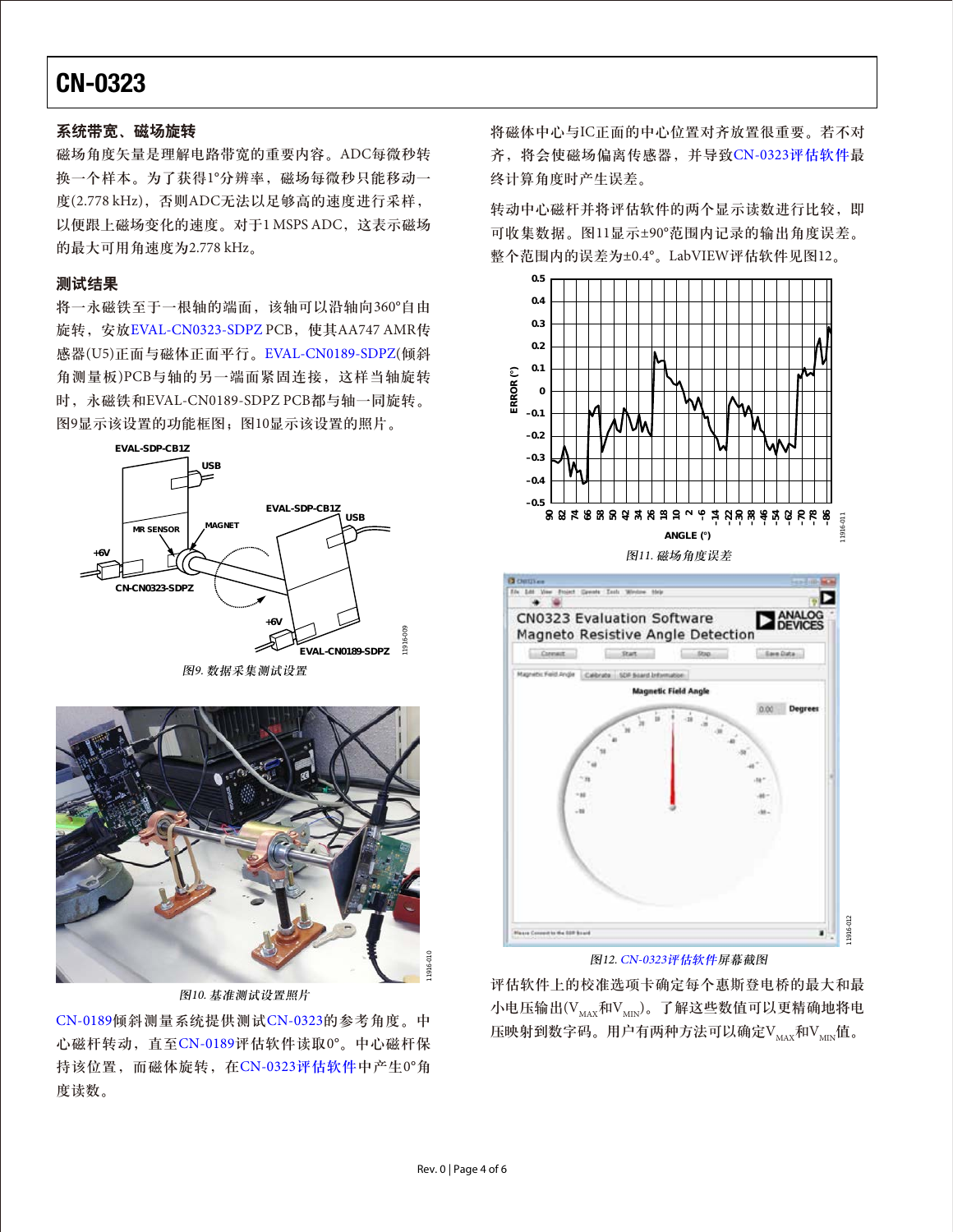## 系统带宽、磁场旋转

磁场角度矢量是理解电路带宽的重要内容。ADC每微秒转换一个样本。为了获得1°分辨率，磁场每微秒只能移动一度(2.778 kHz)，否则ADC无法以足够高的速度进行采样，以便跟上磁场变化的速度。对于1 MSPS ADC，这表示磁场的最大可用角速度为2.778 kHz。

## 测试结果

将一永磁铁至于一根轴的端面，该轴可以沿轴向360°自由旋转，安放EVAL-CN0323-SDPZ PCB，使其AA747 AMR传感器(U5)正面与磁体正面平行。EVAL-CN0189-SDPZ(倾斜角测量板)PCB与轴的另一端面紧固连接，这样当轴旋转时，永磁铁和EVAL-CN0189-SDPZ PCB都与轴一同旋转。图9显示该设置的功能框图；图10显示该设置的照片。

*图9. 数据采集测试设置*

*图10. 基准测试设置照片*

CN-0189倾斜测量系统提供测试CN-0323的参考角度。中心磁杆转动，直至CN-0189评估软件读取0°。中心磁杆保持该位置，而磁体旋转，在CN-0323评估软件中产生0°角度读数。

将磁体中心与IC正面的中心位置对齐放置很重要。若不对齐，将会使磁场偏离传感器，并导致CN-0323评估软件最终计算角度时产生误差。

转动中心磁杆并将评估软件的两个显示读数进行比较，即可收集数据。图11显示±90°范围内记录的输出角度误差。整个范围内的误差为±0.4°。LabVIEW评估软件见图12。

*图11. 磁场角度误差*

*图12. CN-0323评估软件屏幕截图*

评估软件上的校准选项卡确定每个惠斯登电桥的最大和最小电压输出($V_{MAX}$和$V_{MIN}$)。了解这些数值可以更精确地将电压映射到数字码。用户有两种方法可以确定$V_{MAX}$和$V_{MIN}$值。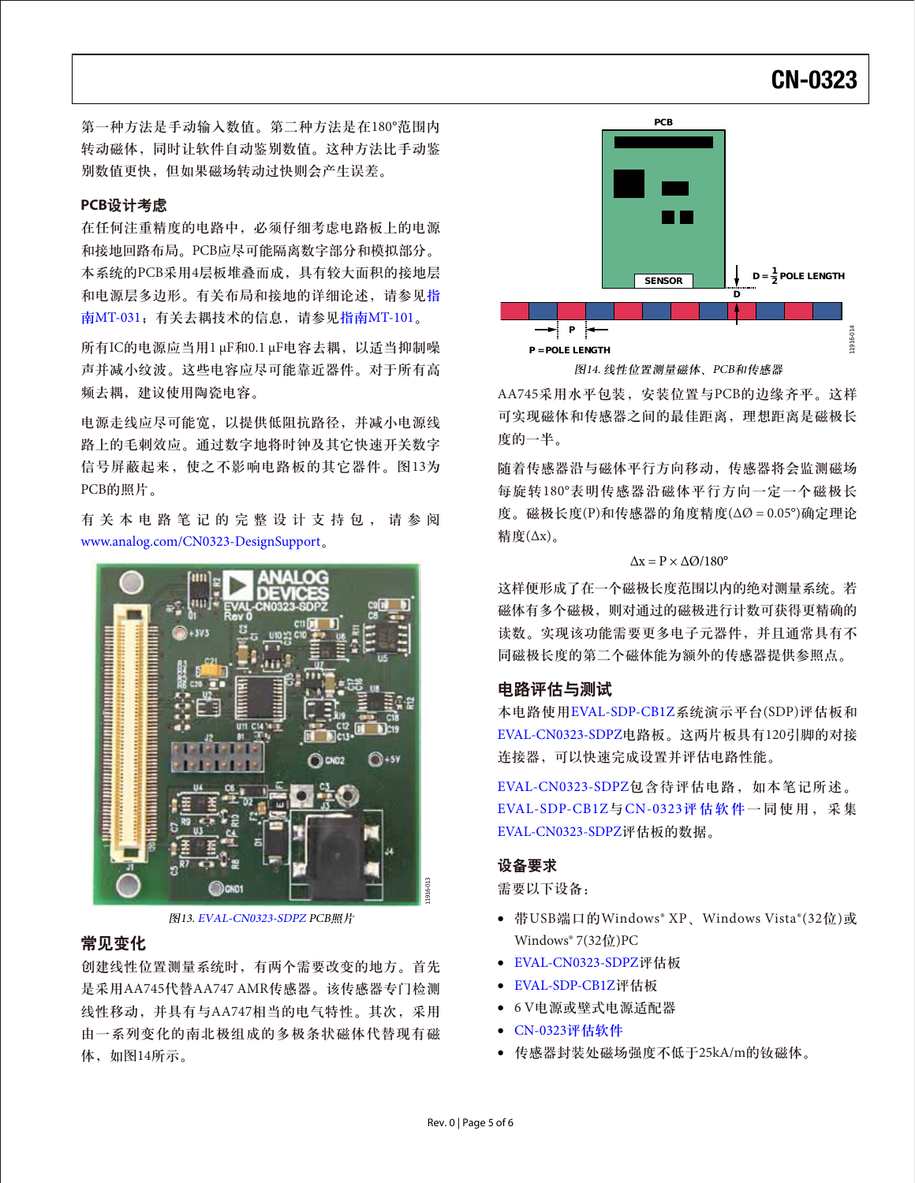第一种方法是手动输入数值。第二种方法是在180°范围内转动磁体，同时让软件自动鉴别数值。这种方法比手动鉴别数值更快，但如果磁场转动过快则会产生误差。

## PCB设计考虑

在任何注重精度的电路中，必须仔细考虑电路板上的电源和接地回路布局。PCB应尽可能隔离数字部分和模拟部分。本系统的PCB采用4层板堆叠而成，具有较大面积的接地层和电源层多边形。有关布局和接地的详细论述，请参见指南MT-031；有关去耦技术的信息，请参见指南MT-101。

所有IC的电源应当用1 µF和0.1 µF电容去耦，以抑制噪声并减小纹波。这些电容应尽可能靠近器件。对于所有高频去耦，建议使用陶瓷电容。

电源走线应尽可能宽，以提供低阻抗路径，并减小电源线路上的毛刺效应。通过数字地将时钟及其它快速开关数字信号屏蔽起来，使之不影响电路板的其它器件。图13为PCB的照片。

有关本电路笔记的完整设计支持包，请参阅www.analog.com/CN0323-DesignSupport。

图13. EVAL-CN0323-SDPZ PCB照片

## 常见变化

创建线性位置测量系统时，有两个需要改变的地方。首先是采用AA745代替AA747 AMR传感器。该传感器专门检测线性移动，并具有与AA747相当的电气特性。其次，采用由一系列变化的南北极组成的多极条状磁体代替现有磁体，如图14所示。

图14. 线性位置测量磁体、PCB和传感器

AA745采用水平包装，安装位置与PCB的边缘齐平。这样可实现磁体和传感器之间的最佳距离，理想距离是磁极长度的一半。

随着传感器沿与磁体平行方向移动，传感器将会监测磁场每旋转180°表明传感器沿磁体平行方向一定一个磁极长度。磁极长度(P)和传感器的角度精度($\Delta Ø = 0.05°$)确定理论精度($\Delta x$)。

$$\Delta x = P \times \Delta Ø/180°$$

这样便形成了在一个磁极长度范围以内的绝对测量系统。若磁体有多个磁极，则对通过的磁极进行计数可获得更精确的读数。实现该功能需要更多电子元器件，并且通常具有不同磁极长度的第二个磁体能为额外的传感器提供参照点。

## 电路评估与测试

本电路使用EVAL-SDP-CB1Z系统演示平台(SDP)评估板和EVAL-CN0323-SDPZ电路板。这两片板具有120引脚的对接连接器，可以快速完成设置并评估电路性能。

EVAL-CN0323-SDPZ包含待评估电路，如本笔记所述。EVAL-SDP-CB1Z与CN-0323评估软件一同使用，采集EVAL-CN0323-SDPZ评估板的数据。

## 设备要求

需要以下设备：

- 带USB端口的Windows® XP、Windows Vista®(32位)或Windows® 7(32位)PC
- EVAL-CN0323-SDPZ评估板
- EVAL-SDP-CB1Z评估板
- 6 V电源或壁式电源适配器
- CN-0323评估软件
- 传感器封装处磁场强度不低于25kA/m的钕磁体。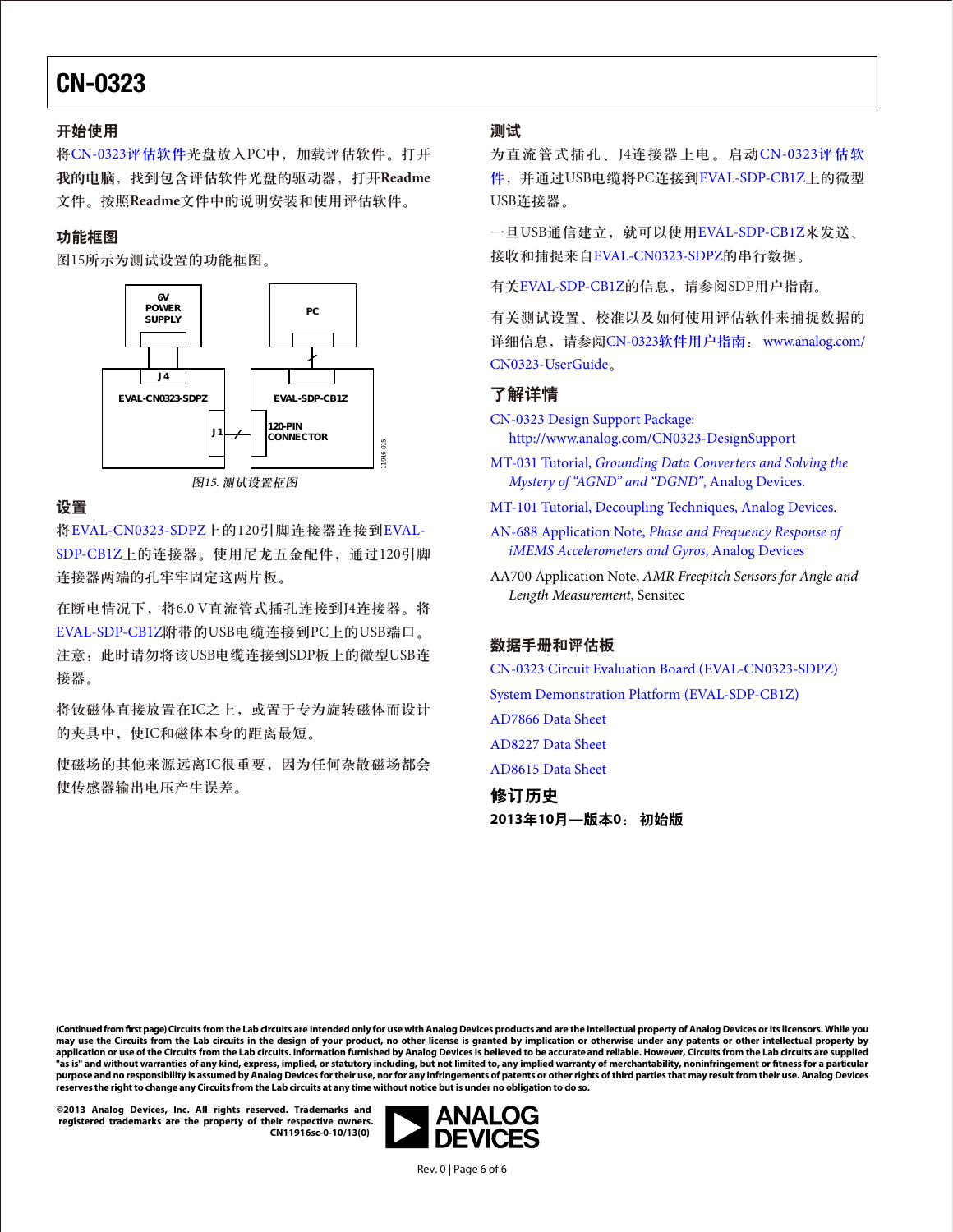## 开始使用

将CN-0323评估软件光盘放入PC中，加载评估软件。打开**我的电脑**，找到包含评估软件光盘的驱动器，打开**Readme**文件。按照**Readme**文件中的说明安装和使用评估软件。

## 功能框图

图15所示为测试设置的功能框图。

6V POWER SUPPLY

PC

J4

EVAL-CN0323-SDPZ

EVAL-SDP-CB1Z

J1

120-PIN CONNECTOR

11916-015

*图15. 测试设置框图*

## 设置

将EVAL-CN0323-SDPZ上的120引脚连接器连接到EVAL-SDP-CB1Z上的连接器。使用尼龙五金配件，通过120引脚连接器两端的孔牢牢固定这两片板。

在断电情况下，将6.0 V直流管式插孔连接到J4连接器。将EVAL-SDP-CB1Z附带的USB电缆连接到PC上的USB端口。注意：此时请勿将该USB电缆连接到SDP板上的微型USB连接器。

将钕磁体直接放置在IC之上，或置于专为旋转磁体而设计的夹具中，使IC和磁体本身的距离最短。

使磁场的其他来源远离IC很重要，因为任何杂散磁场都会使传感器输出电压产生误差。

## 测试

为直流管式插孔、J4连接器上电。启动CN-0323评估软件，并通过USB电缆将PC连接到EVAL-SDP-CB1Z上的微型USB连接器。

一旦USB通信建立，就可以使用EVAL-SDP-CB1Z来发送、接收和捕捉来自EVAL-CN0323-SDPZ的串行数据。

有关EVAL-SDP-CB1Z的信息，请参阅SDP用户指南。

有关测试设置、校准以及如何使用评估软件来捕捉数据的详细信息，请参阅CN-0323软件用户指南：www.analog.com/CN0323-UserGuide。

## 了解详情

CN-0323 Design Support Package: http://www.analog.com/CN0323-DesignSupport

MT-031 Tutorial, *Grounding Data Converters and Solving the Mystery of "AGND" and "DGND"*, Analog Devices.

MT-101 Tutorial, Decoupling Techniques, Analog Devices.

AN-688 Application Note, *Phase and Frequency Response of iMEMS Accelerometers and Gyros*, Analog Devices

AA700 Application Note, *AMR Freepitch Sensors for Angle and Length Measurement*, Sensitec

## 数据手册和评估板

CN-0323 Circuit Evaluation Board (EVAL-CN0323-SDPZ)

System Demonstration Platform (EVAL-SDP-CB1Z)

AD7866 Data Sheet

AD8227 Data Sheet

AD8615 Data Sheet

## 修订历史

**2013年10月—版本0： 初始版**

**(Continued from first page) Circuits from the Lab circuits are intended only for use with Analog Devices products and are the intellectual property of Analog Devices or its licensors. While you may use the Circuits from the Lab circuits in the design of your product, no other license is granted by implication or otherwise under any patents or other intellectual property by application or use of the Circuits from the Lab circuits. Information furnished by Analog Devices is believed to be accurate and reliable. However, Circuits from the Lab circuits are supplied "as is" and without warranties of any kind, express, implied, or statutory including, but not limited to, any implied warranty of merchantability, noninfringement or fitness for a particular purpose and no responsibility is assumed by Analog Devices for their use, nor for any infringements of patents or other rights of third parties that may result from their use. Analog Devices reserves the right to change any Circuits from the Lab circuits at any time without notice but is under no obligation to do so.**

**©2013 Analog Devices, Inc. All rights reserved. Trademarks and registered trademarks are the property of their respective owners. CN11916sc-0-10/13(0)**